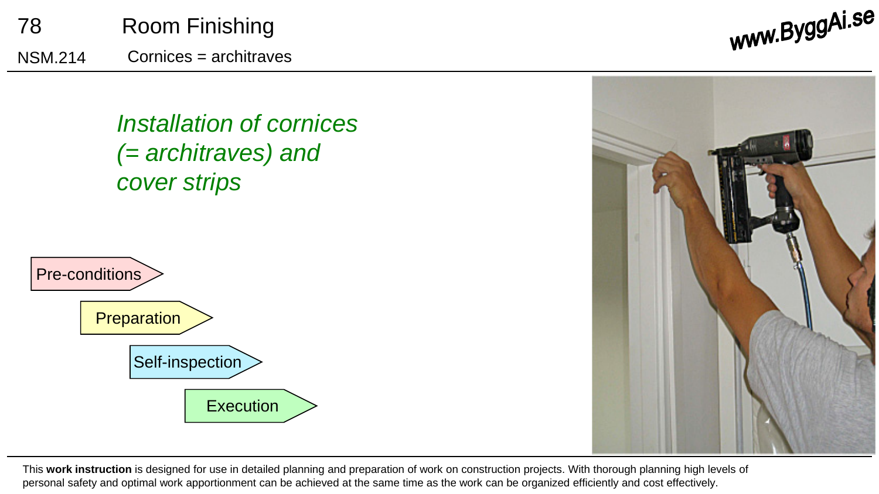78 Room Finishing

NSM.214 Cornices = architraves

## *Installation of cornices (= architraves) and cover strips*

- Pre-conditions
- Preparation
- Self-inspection
- Execution

This **work instruction** is designed for use in detailed planning and preparation of work on construction projects. With thorough planning high levels of personal safety and optimal work apportionment can be achieved at the same time as the work can be organized efficiently and cost effectively.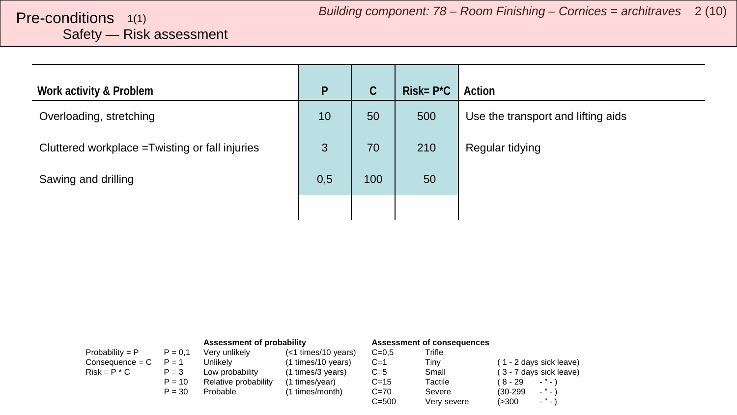# Pre-conditions 1(1)

## Safety — Risk assessment

*Building component: 78 – Room Finishing – Cornices = architraves*

| Work activity & Problem | P | C | Risk= P*C | Action |
|---|---|---|---|---|
| Overloading, stretching | 10 | 50 | 500 | Use the transport and lifting aids |
| Cluttered workplace =Twisting or fall injuries | 3 | 70 | 210 | Regular tidying |
| Sawing and drilling | 0,5 | 100 | 50 | |
| | | | | |

| | | **Assessment of probability** | | **Assessment of consequences** | | |
|---|---|---|---|---|---|---|
| Probability = P | P = 0,1 | Very unlikely | (<1 times/10 years) | C=0,5 | Trifle | |
| Consequence = C | P = 1 | Unlikely | (1 times/10 years) | C=1 | Tiny | ( 1 - 2 days sick leave) |
| Risk = P * C | P = 3 | Low probability | (1 times/3 years) | C=5 | Small | ( 3 - 7 days sick leave) |
| | P = 10 | Relative probability | (1 times/year) | C=15 | Tactile | ( 8 - 29 - " - ) |
| | P = 30 | Probable | (1 times/month) | C=70 | Severe | (30-299 - " - ) |
| | | | | C=500 | Very severe | (>300 - " - ) |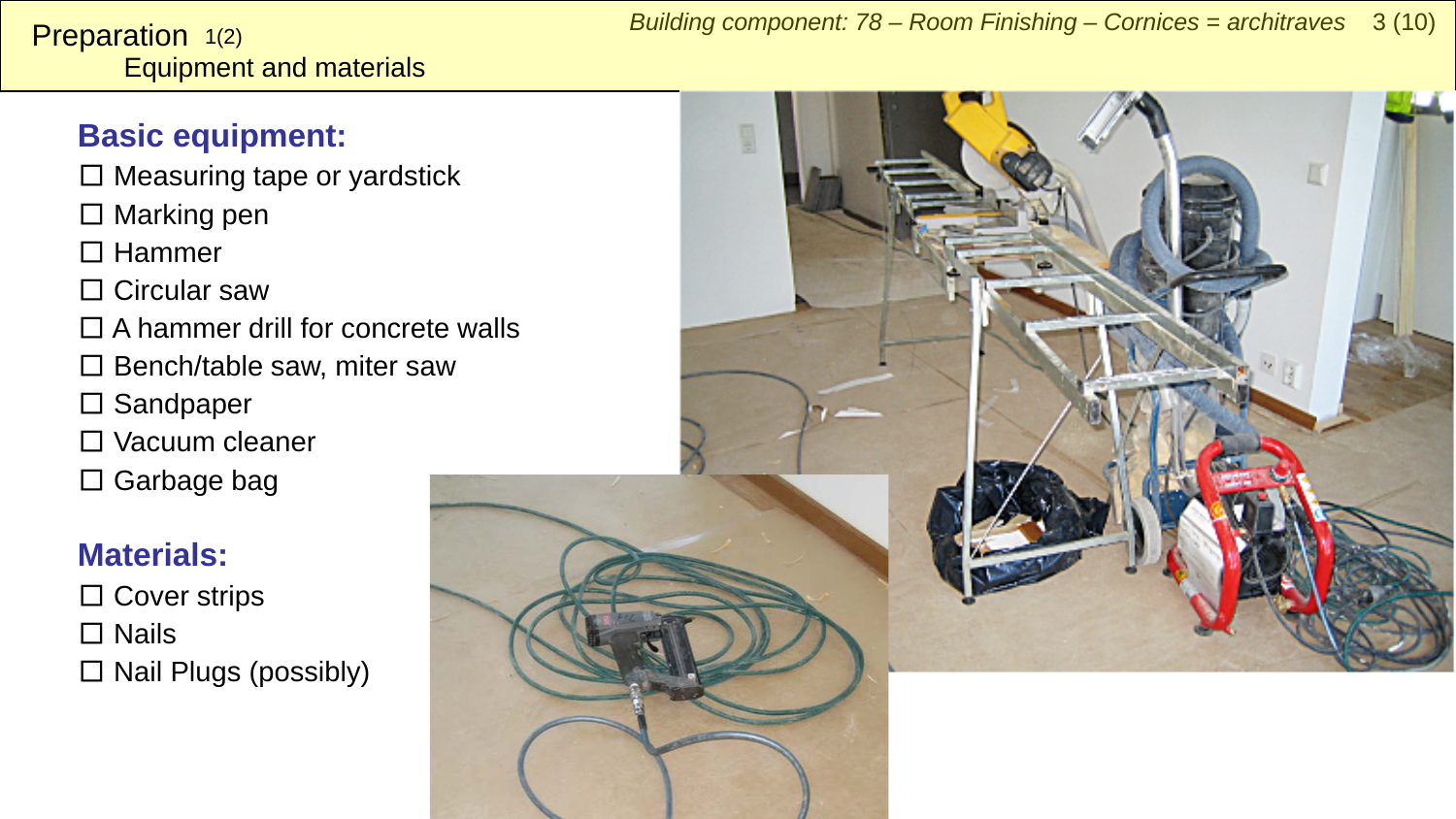# Preparation 1(2)
## Equipment and materials

### Basic equipment:

- ☐ Measuring tape or yardstick
- ☐ Marking pen
- ☐ Hammer
- ☐ Circular saw
- ☐ A hammer drill for concrete walls
- ☐ Bench/table saw, miter saw
- ☐ Sandpaper
- ☐ Vacuum cleaner
- ☐ Garbage bag

### Materials:

- ☐ Cover strips
- ☐ Nails
- ☐ Nail Plugs (possibly)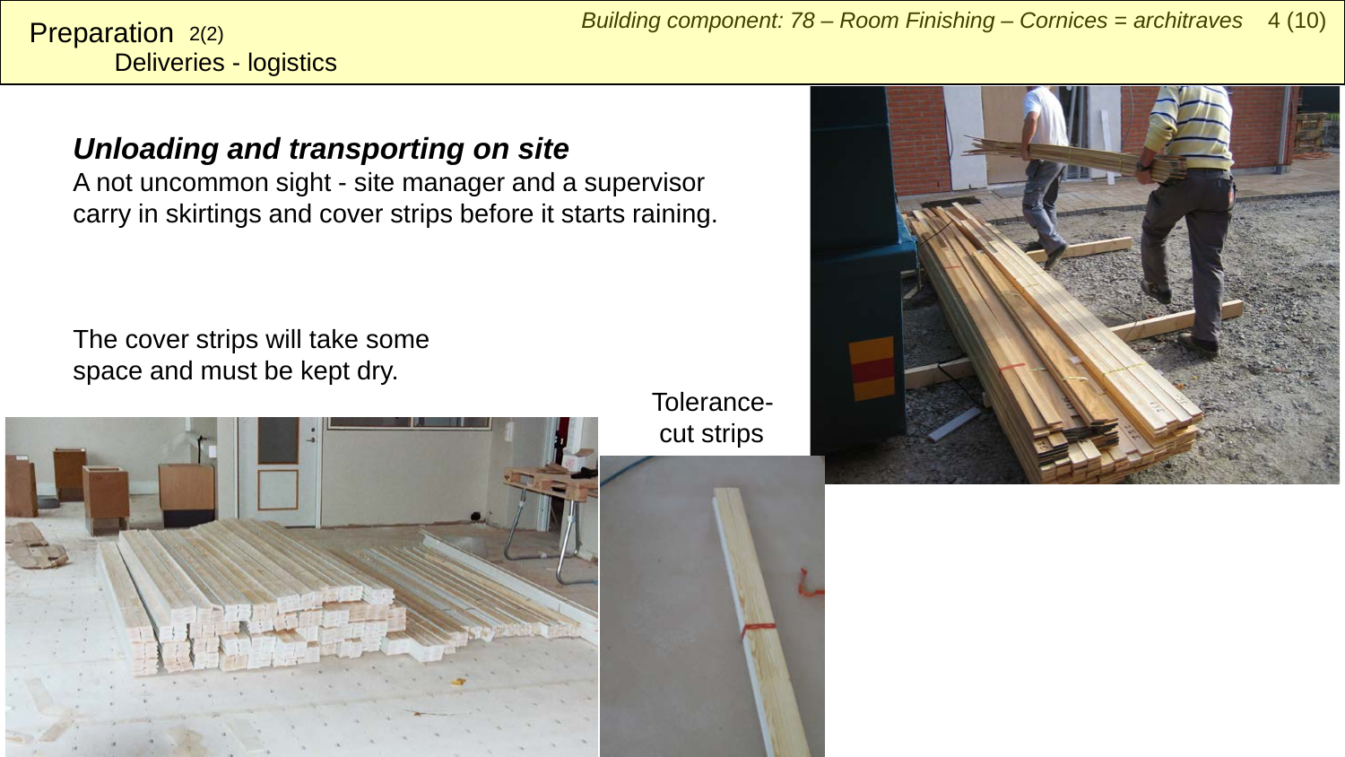# Preparation 2(2)

## Deliveries - logistics

### *Unloading and transporting on site*

A not uncommon sight - site manager and a supervisor carry in skirtings and cover strips before it starts raining.

The cover strips will take some space and must be kept dry.

Tolerance-cut strips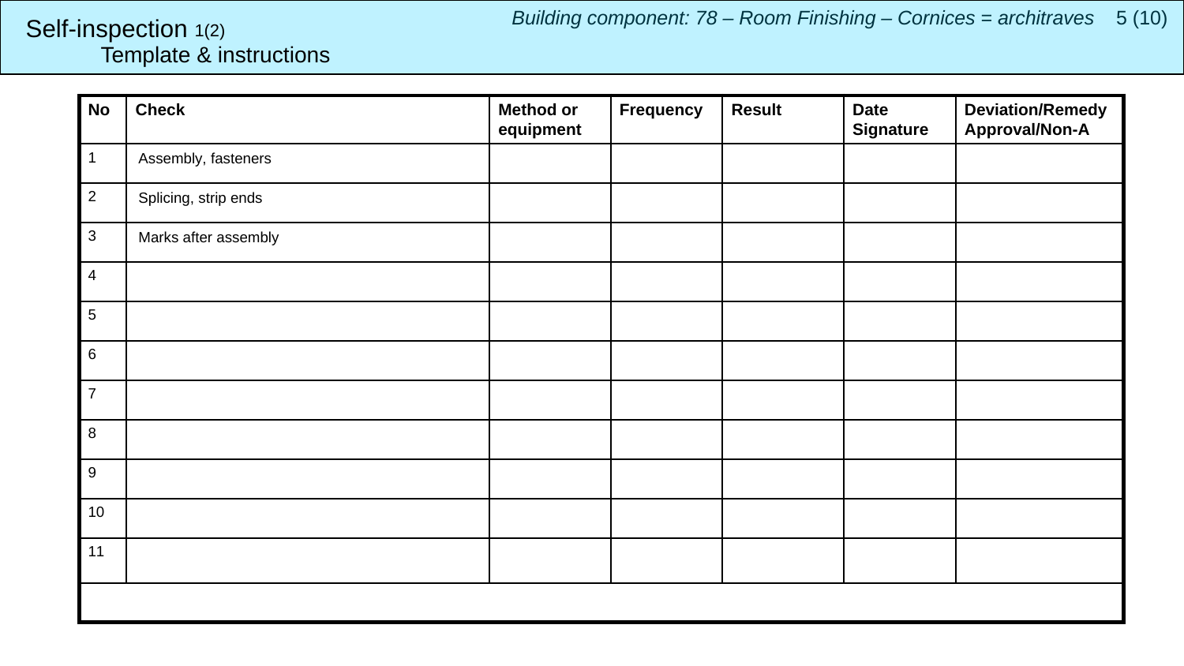# Self-inspection 1(2)
## Template & instructions

*Building component: 78 – Room Finishing – Cornices = architraves*

| No | Check | Method or equipment | Frequency | Result | Date Signature | Deviation/Remedy Approval/Non-A |
|---|---|---|---|---|---|---|
| 1 | Assembly, fasteners | | | | | |
| 2 | Splicing, strip ends | | | | | |
| 3 | Marks after assembly | | | | | |
| 4 | | | | | | |
| 5 | | | | | | |
| 6 | | | | | | |
| 7 | | | | | | |
| 8 | | | | | | |
| 9 | | | | | | |
| 10 | | | | | | |
| 11 | | | | | | |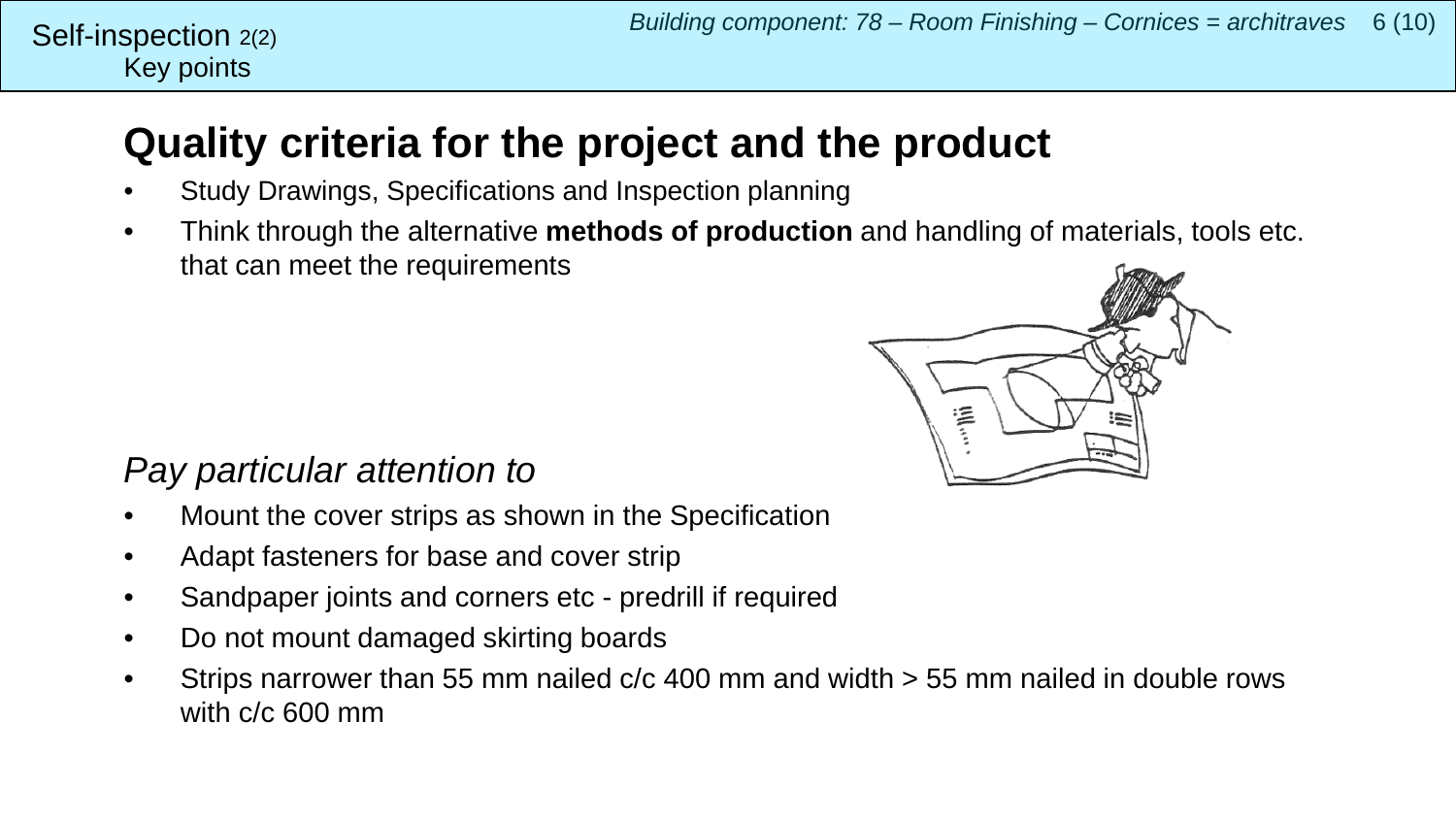Self-inspection 2(2)
Key points

# Quality criteria for the project and the product

- Study Drawings, Specifications and Inspection planning
- Think through the alternative **methods of production** and handling of materials, tools etc. that can meet the requirements

*Pay particular attention to*

- Mount the cover strips as shown in the Specification
- Adapt fasteners for base and cover strip
- Sandpaper joints and corners etc - predrill if required
- Do not mount damaged skirting boards
- Strips narrower than 55 mm nailed c/c 400 mm and width > 55 mm nailed in double rows with c/c 600 mm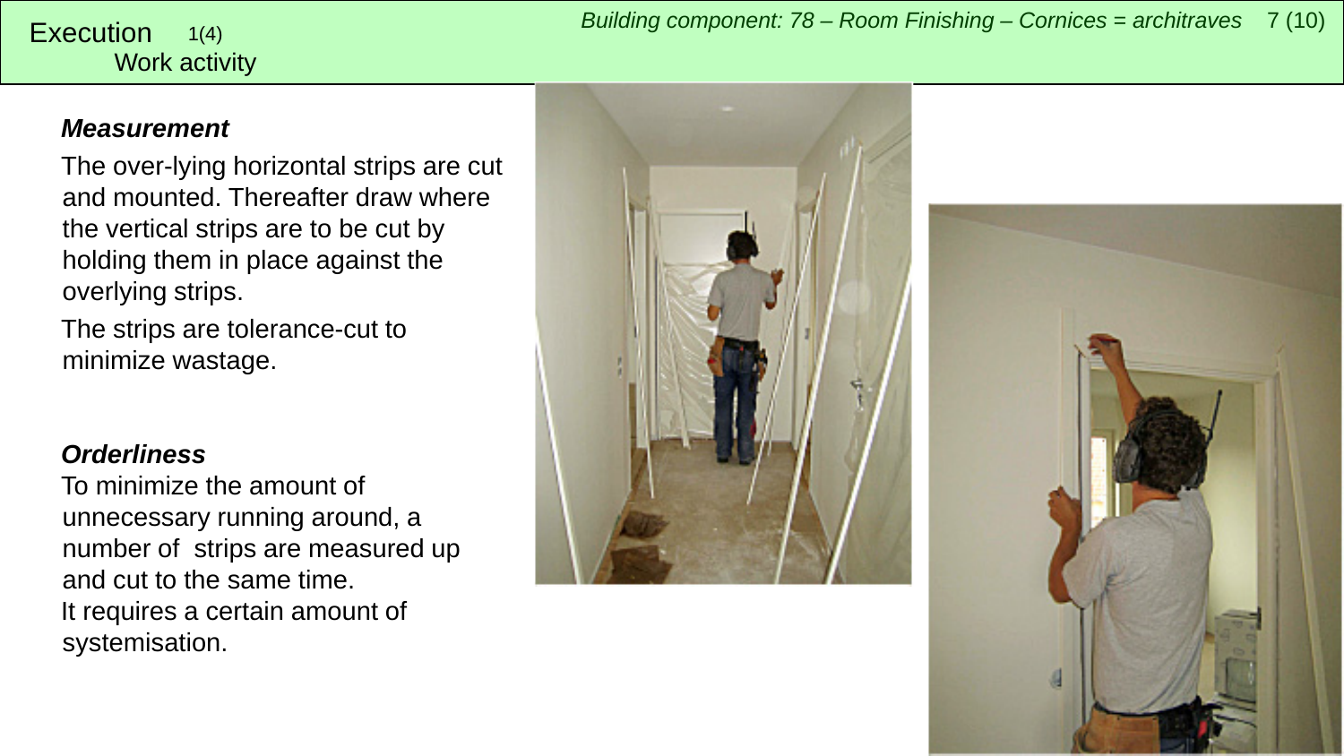# Execution 1(4)

## Work activity

### *Measurement*

The over-lying horizontal strips are cut and mounted. Thereafter draw where the vertical strips are to be cut by holding them in place against the overlying strips.

The strips are tolerance-cut to minimize wastage.

### *Orderliness*

To minimize the amount of unnecessary running around, a number of strips are measured up and cut to the same time.

It requires a certain amount of systemisation.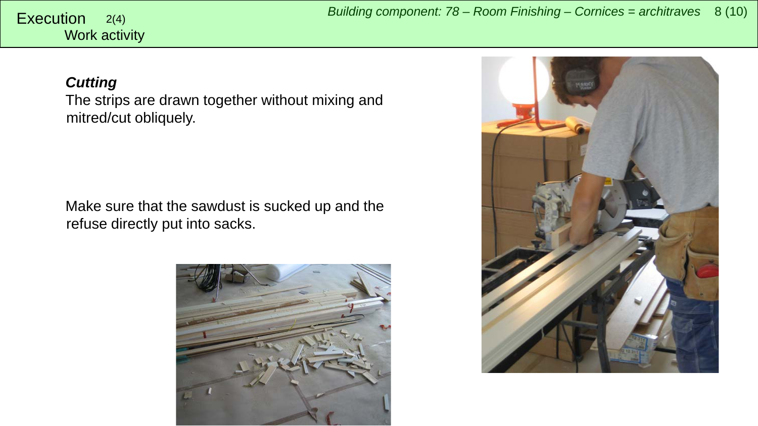# Execution 2(4)

Work activity

### *Cutting*

The strips are drawn together without mixing and mitred/cut obliquely.

Make sure that the sawdust is sucked up and the refuse directly put into sacks.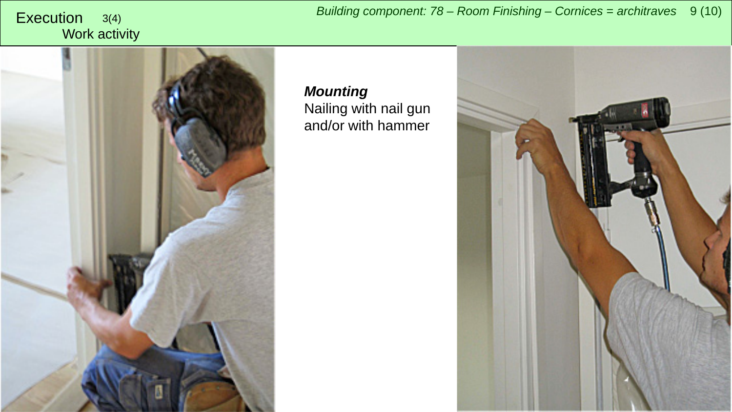# Execution 3(4)

## Work activity

***Mounting***

Nailing with nail gun and/or with hammer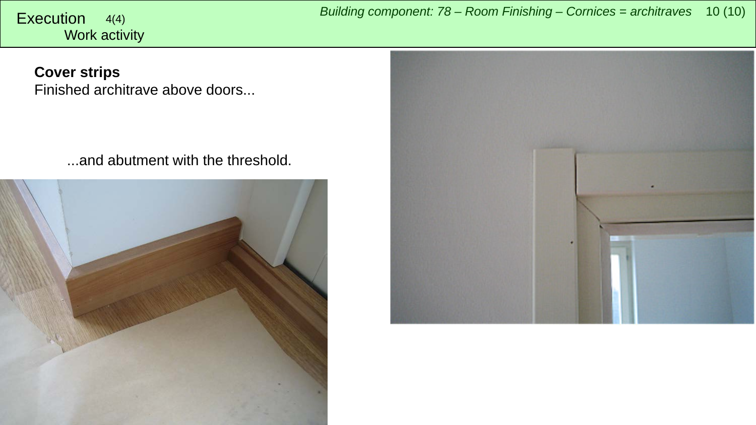Execution 4(4)
Work activity

**Cover strips**
Finished architrave above doors...

...and abutment with the threshold.